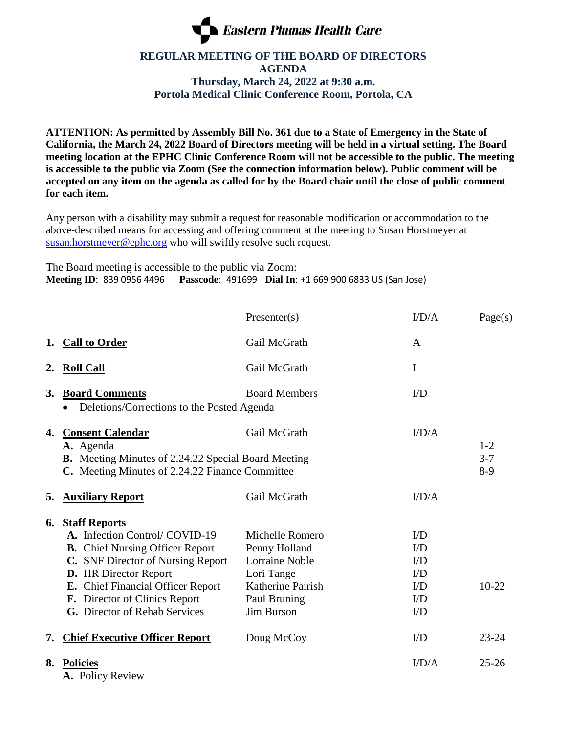# Eastern Plumas Health Care

## REGULAR MEETING OF THE BOARD OF DIRECTORS
## AGENDA
### Thursday, March 24, 2022 at 9:30 a.m.
### Portola Medical Clinic Conference Room, Portola, CA

**ATTENTION: As permitted by Assembly Bill No. 361 due to a State of Emergency in the State of California, the March 24, 2022 Board of Directors meeting will be held in a virtual setting. The Board meeting location at the EPHC Clinic Conference Room will not be accessible to the public. The meeting is accessible to the public via Zoom (See the connection information below). Public comment will be accepted on any item on the agenda as called for by the Board chair until the close of public comment for each item.**

Any person with a disability may submit a request for reasonable modification or accommodation to the above-described means for accessing and offering comment at the meeting to Susan Horstmeyer at susan.horstmeyer@ephc.org who will swiftly resolve such request.

The Board meeting is accessible to the public via Zoom:
**Meeting ID**: 839 0956 4496 **Passcode**: 491699 **Dial In**: +1 669 900 6833 US (San Jose)

| | Presenter(s) | I/D/A | Page(s) |
|---|---|---|---|
| **1. Call to Order** | Gail McGrath | A | |
| **2. Roll Call** | Gail McGrath | I | |
| **3. Board Comments** | Board Members | I/D | |
| • Deletions/Corrections to the Posted Agenda | | | |
| **4. Consent Calendar** | Gail McGrath | I/D/A | |
| **A.** Agenda | | | 1-2 |
| **B.** Meeting Minutes of 2.24.22 Special Board Meeting | | | 3-7 |
| **C.** Meeting Minutes of 2.24.22 Finance Committee | | | 8-9 |
| **5. Auxiliary Report** | Gail McGrath | I/D/A | |
| **6. Staff Reports** | | | |
| **A.** Infection Control/ COVID-19 | Michelle Romero | I/D | |
| **B.** Chief Nursing Officer Report | Penny Holland | I/D | |
| **C.** SNF Director of Nursing Report | Lorraine Noble | I/D | |
| **D.** HR Director Report | Lori Tange | I/D | |
| **E.** Chief Financial Officer Report | Katherine Pairish | I/D | 10-22 |
| **F.** Director of Clinics Report | Paul Bruning | I/D | |
| **G.** Director of Rehab Services | Jim Burson | I/D | |
| **7. Chief Executive Officer Report** | Doug McCoy | I/D | 23-24 |
| **8. Policies** | | I/D/A | 25-26 |
| **A.** Policy Review | | | |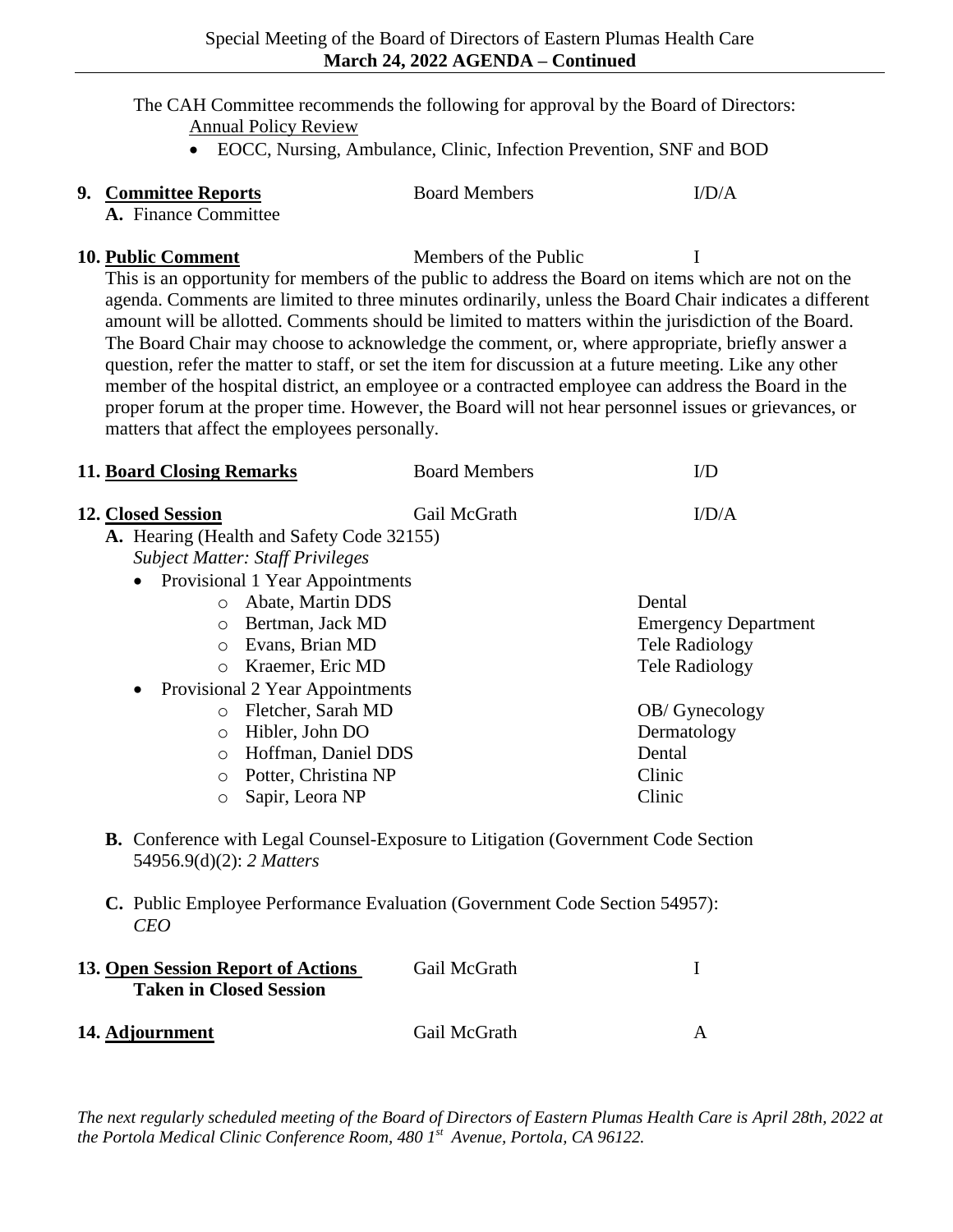The CAH Committee recommends the following for approval by the Board of Directors:

Annual Policy Review

- EOCC, Nursing, Ambulance, Clinic, Infection Prevention, SNF and BOD

**9. Committee Reports** — Board Members — I/D/A

**A.** Finance Committee

**10. Public Comment** — Members of the Public — I

This is an opportunity for members of the public to address the Board on items which are not on the agenda. Comments are limited to three minutes ordinarily, unless the Board Chair indicates a different amount will be allotted. Comments should be limited to matters within the jurisdiction of the Board. The Board Chair may choose to acknowledge the comment, or, where appropriate, briefly answer a question, refer the matter to staff, or set the item for discussion at a future meeting. Like any other member of the hospital district, an employee or a contracted employee can address the Board in the proper forum at the proper time. However, the Board will not hear personnel issues or grievances, or matters that affect the employees personally.

**11. Board Closing Remarks** — Board Members — I/D

**12. Closed Session** — Gail McGrath — I/D/A

**A.** Hearing (Health and Safety Code 32155)
*Subject Matter: Staff Privileges*

- Provisional 1 Year Appointments
  - Abate, Martin DDS — Dental
  - Bertman, Jack MD — Emergency Department
  - Evans, Brian MD — Tele Radiology
  - Kraemer, Eric MD — Tele Radiology
- Provisional 2 Year Appointments
  - Fletcher, Sarah MD — OB/ Gynecology
  - Hibler, John DO — Dermatology
  - Hoffman, Daniel DDS — Dental
  - Potter, Christina NP — Clinic
  - Sapir, Leora NP — Clinic

**B.** Conference with Legal Counsel-Exposure to Litigation (Government Code Section 54956.9(d)(2): *2 Matters*

**C.** Public Employee Performance Evaluation (Government Code Section 54957): *CEO*

**13. Open Session Report of Actions Taken in Closed Session** — Gail McGrath — I

**14. Adjournment** — Gail McGrath — A

*The next regularly scheduled meeting of the Board of Directors of Eastern Plumas Health Care is April 28th, 2022 at the Portola Medical Clinic Conference Room, 480 1st Avenue, Portola, CA 96122.*